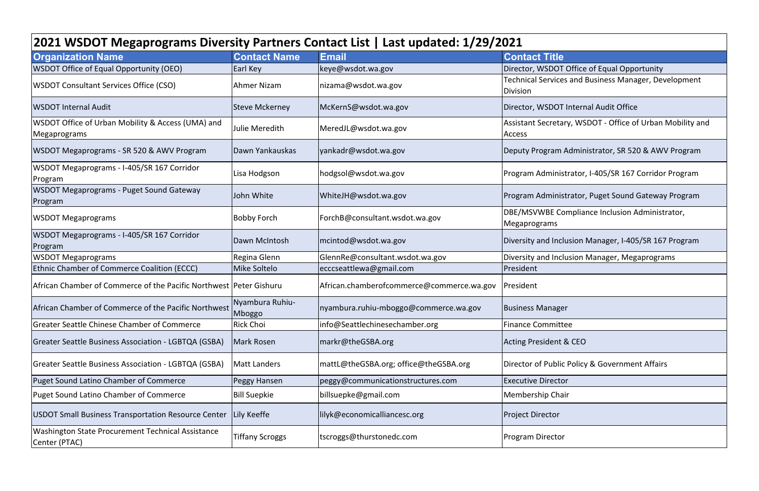# 2021 WSDOT Megaprograms Diversity Partners Contact List | Last updated: 1/29/2021

| Organization Name | Contact Name | Email | Contact Title |
|---|---|---|---|
| WSDOT Office of Equal Opportunity (OEO) | Earl Key | keye@wsdot.wa.gov | Director, WSDOT Office of Equal Opportunity |
| WSDOT Consultant Services Office (CSO) | Ahmer Nizam | nizama@wsdot.wa.gov | Technical Services and Business Manager, Development Division |
| WSDOT Internal Audit | Steve Mckerney | McKernS@wsdot.wa.gov | Director, WSDOT Internal Audit Office |
| WSDOT Office of Urban Mobility & Access (UMA) and Megaprograms | Julie Meredith | MeredJL@wsdot.wa.gov | Assistant Secretary, WSDOT - Office of Urban Mobility and Access |
| WSDOT Megaprograms - SR 520 & AWV Program | Dawn Yankauskas | yankadr@wsdot.wa.gov | Deputy Program Administrator, SR 520 & AWV Program |
| WSDOT Megaprograms - I-405/SR 167 Corridor Program | Lisa Hodgson | hodgsol@wsdot.wa.gov | Program Administrator, I-405/SR 167 Corridor Program |
| WSDOT Megaprograms - Puget Sound Gateway Program | John White | WhiteJH@wsdot.wa.gov | Program Administrator, Puget Sound Gateway Program |
| WSDOT Megaprograms | Bobby Forch | ForchB@consultant.wsdot.wa.gov | DBE/MSVWBE Compliance Inclusion Administrator, Megaprograms |
| WSDOT Megaprograms - I-405/SR 167 Corridor Program | Dawn McIntosh | mcintod@wsdot.wa.gov | Diversity and Inclusion Manager, I-405/SR 167 Program |
| WSDOT Megaprograms | Regina Glenn | GlennRe@consultant.wsdot.wa.gov | Diversity and Inclusion Manager, Megaprograms |
| Ethnic Chamber of Commerce Coalition (ECCC) | Mike Soltelo | ecccseattlewa@gmail.com | President |
| African Chamber of Commerce of the Pacific Northwest | Peter Gishuru | African.chamberofcommerce@commerce.wa.gov | President |
| African Chamber of Commerce of the Pacific Northwest | Nyambura Ruhiu-Mboggo | nyambura.ruhiu-mboggo@commerce.wa.gov | Business Manager |
| Greater Seattle Chinese Chamber of Commerce | Rick Choi | info@Seattlechinesechamber.org | Finance Committee |
| Greater Seattle Business Association - LGBTQA (GSBA) | Mark Rosen | markr@theGSBA.org | Acting President & CEO |
| Greater Seattle Business Association - LGBTQA (GSBA) | Matt Landers | mattL@theGSBA.org; office@theGSBA.org | Director of Public Policy & Government Affairs |
| Puget Sound Latino Chamber of Commerce | Peggy Hansen | peggy@communicationstructures.com | Executive Director |
| Puget Sound Latino Chamber of Commerce | Bill Suepkie | billsuepke@gmail.com | Membership Chair |
| USDOT Small Business Transportation Resource Center | Lily Keeffe | lilyk@economicalliancesc.org | Project Director |
| Washington State Procurement Technical Assistance Center (PTAC) | Tiffany Scroggs | tscroggs@thurstonedc.com | Program Director |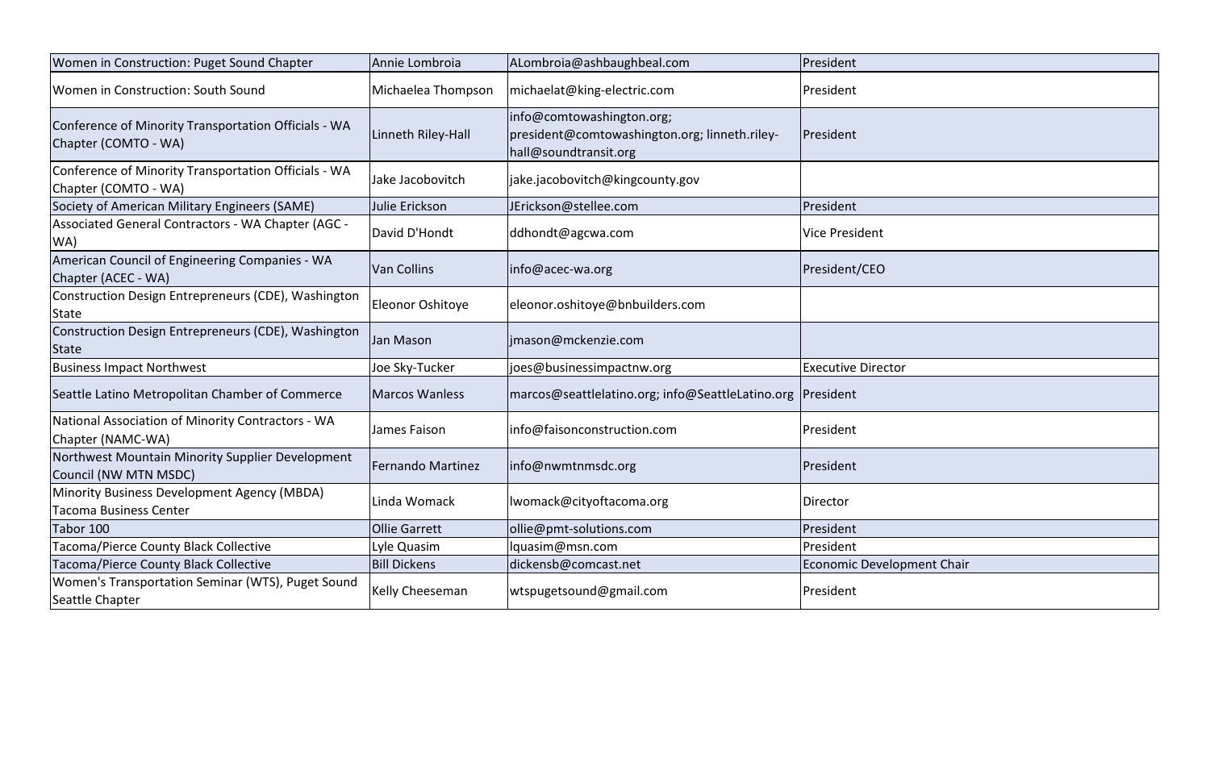| Women in Construction: Puget Sound Chapter | Annie Lombroia | ALombroia@ashbaughbeal.com | President |
|---|---|---|---|
| Women in Construction: South Sound | Michaelea Thompson | michaelat@king-electric.com | President |
| Conference of Minority Transportation Officials - WA Chapter (COMTO - WA) | Linneth Riley-Hall | info@comtowashington.org; president@comtowashington.org; linneth.riley-hall@soundtransit.org | President |
| Conference of Minority Transportation Officials - WA Chapter (COMTO - WA) | Jake Jacobovitch | jake.jacobovitch@kingcounty.gov | |
| Society of American Military Engineers (SAME) | Julie Erickson | JErickson@stellee.com | President |
| Associated General Contractors - WA Chapter (AGC - WA) | David D'Hondt | ddhondt@agcwa.com | Vice President |
| American Council of Engineering Companies - WA Chapter (ACEC - WA) | Van Collins | info@acec-wa.org | President/CEO |
| Construction Design Entrepreneurs (CDE), Washington State | Eleonor Oshitoye | eleonor.oshitoye@bnbuilders.com | |
| Construction Design Entrepreneurs (CDE), Washington State | Jan Mason | jmason@mckenzie.com | |
| Business Impact Northwest | Joe Sky-Tucker | joes@businessimpactnw.org | Executive Director |
| Seattle Latino Metropolitan Chamber of Commerce | Marcos Wanless | marcos@seattlelatino.org; info@SeattleLatino.org | President |
| National Association of Minority Contractors - WA Chapter (NAMC-WA) | James Faison | info@faisonconstruction.com | President |
| Northwest Mountain Minority Supplier Development Council (NW MTN MSDC) | Fernando Martinez | info@nwmtnmsdc.org | President |
| Minority Business Development Agency (MBDA) Tacoma Business Center | Linda Womack | lwomack@cityoftacoma.org | Director |
| Tabor 100 | Ollie Garrett | ollie@pmt-solutions.com | President |
| Tacoma/Pierce County Black Collective | Lyle Quasim | lquasim@msn.com | President |
| Tacoma/Pierce County Black Collective | Bill Dickens | dickensb@comcast.net | Economic Development Chair |
| Women's Transportation Seminar (WTS), Puget Sound Seattle Chapter | Kelly Cheeseman | wtspugetsound@gmail.com | President |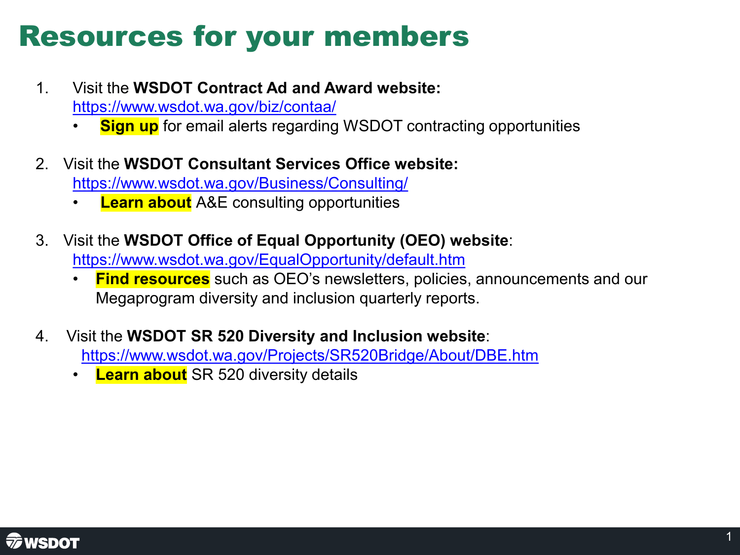# Resources for your members

1. Visit the **WSDOT Contract Ad and Award website:**
   https://www.wsdot.wa.gov/biz/contaa/
   - **Sign up** for email alerts regarding WSDOT contracting opportunities

2. Visit the **WSDOT Consultant Services Office website:**
   https://www.wsdot.wa.gov/Business/Consulting/
   - **Learn about** A&E consulting opportunities

3. Visit the **WSDOT Office of Equal Opportunity (OEO) website**:
   https://www.wsdot.wa.gov/EqualOpportunity/default.htm
   - **Find resources** such as OEO's newsletters, policies, announcements and our Megaprogram diversity and inclusion quarterly reports.

4. Visit the **WSDOT SR 520 Diversity and Inclusion website**:
   https://www.wsdot.wa.gov/Projects/SR520Bridge/About/DBE.htm
   - **Learn about** SR 520 diversity details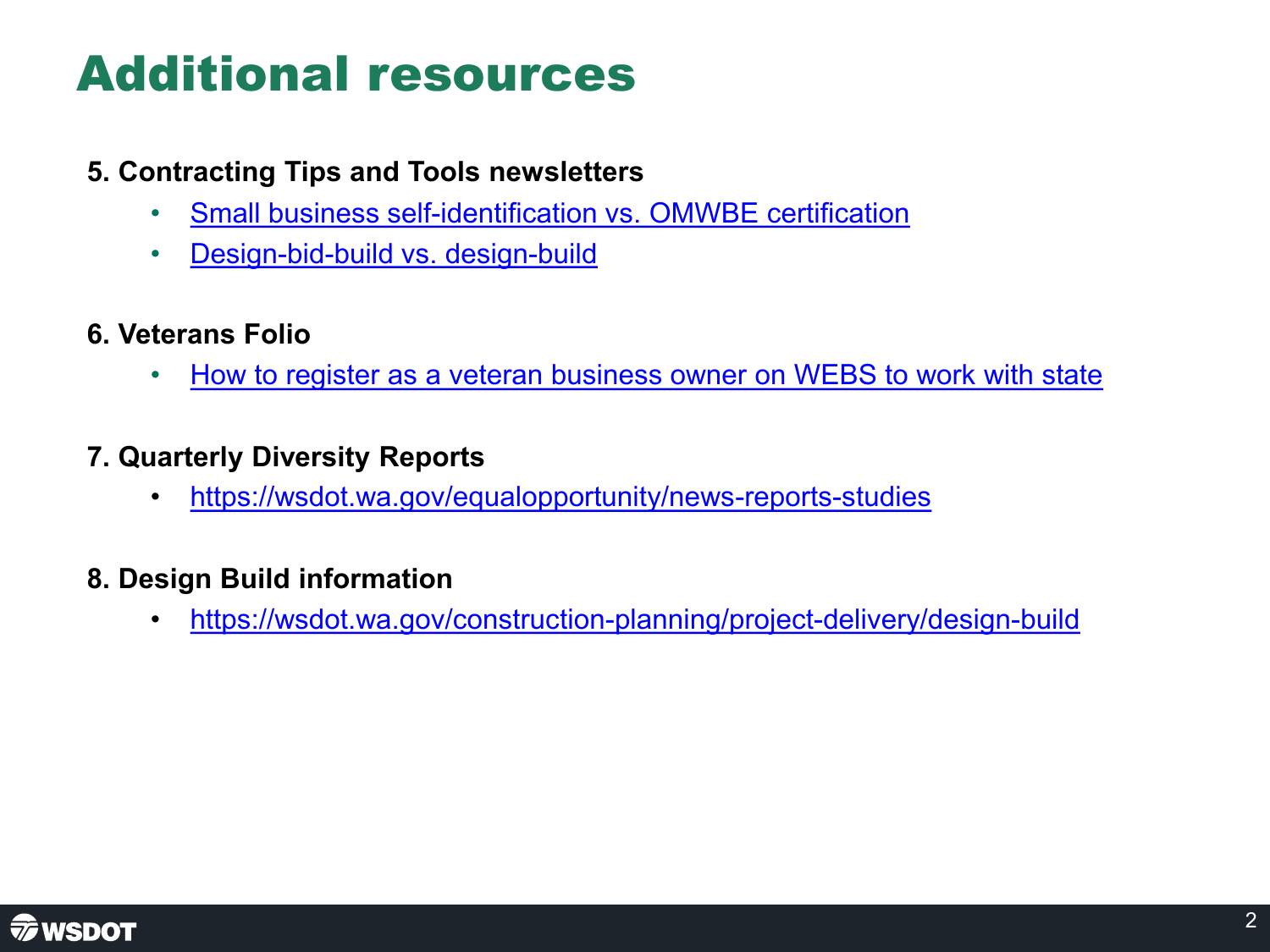# Additional resources

**5. Contracting Tips and Tools newsletters**

- Small business self-identification vs. OMWBE certification
- Design-bid-build vs. design-build

**6. Veterans Folio**

- How to register as a veteran business owner on WEBS to work with state

**7. Quarterly Diversity Reports**

- https://wsdot.wa.gov/equalopportunity/news-reports-studies

**8. Design Build information**

- https://wsdot.wa.gov/construction-planning/project-delivery/design-build